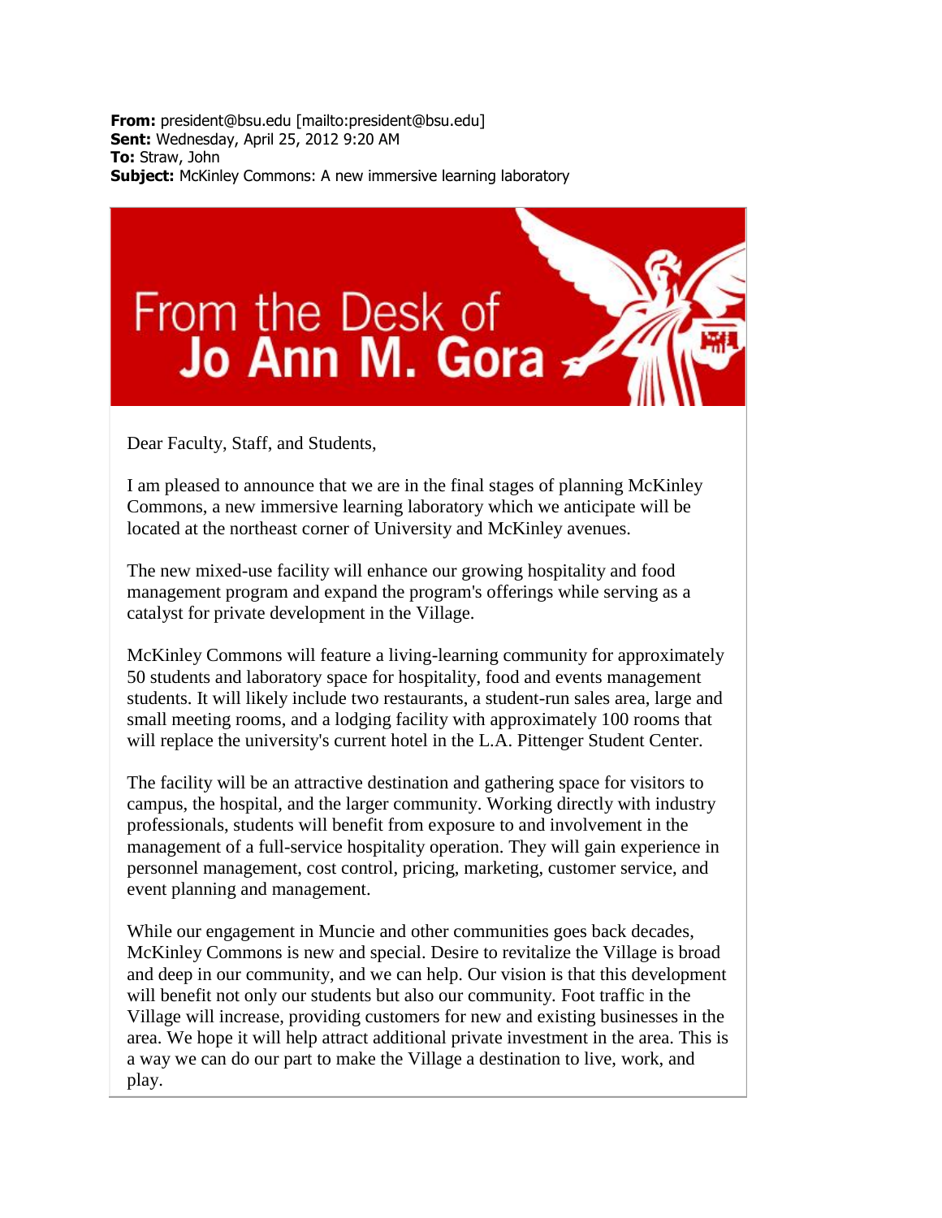**From:** president@bsu.edu [mailto:president@bsu.edu]
**Sent:** Wednesday, April 25, 2012 9:20 AM
**To:** Straw, John
**Subject:** McKinley Commons: A new immersive learning laboratory

# From the Desk of Jo Ann M. Gora

Dear Faculty, Staff, and Students,

I am pleased to announce that we are in the final stages of planning McKinley Commons, a new immersive learning laboratory which we anticipate will be located at the northeast corner of University and McKinley avenues.

The new mixed-use facility will enhance our growing hospitality and food management program and expand the program's offerings while serving as a catalyst for private development in the Village.

McKinley Commons will feature a living-learning community for approximately 50 students and laboratory space for hospitality, food and events management students. It will likely include two restaurants, a student-run sales area, large and small meeting rooms, and a lodging facility with approximately 100 rooms that will replace the university's current hotel in the L.A. Pittenger Student Center.

The facility will be an attractive destination and gathering space for visitors to campus, the hospital, and the larger community. Working directly with industry professionals, students will benefit from exposure to and involvement in the management of a full-service hospitality operation. They will gain experience in personnel management, cost control, pricing, marketing, customer service, and event planning and management.

While our engagement in Muncie and other communities goes back decades, McKinley Commons is new and special. Desire to revitalize the Village is broad and deep in our community, and we can help. Our vision is that this development will benefit not only our students but also our community. Foot traffic in the Village will increase, providing customers for new and existing businesses in the area. We hope it will help attract additional private investment in the area. This is a way we can do our part to make the Village a destination to live, work, and play.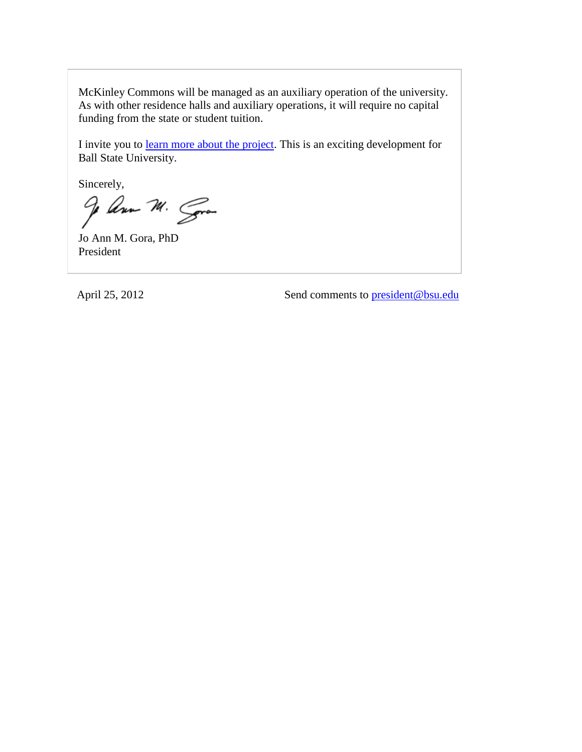McKinley Commons will be managed as an auxiliary operation of the university. As with other residence halls and auxiliary operations, it will require no capital funding from the state or student tuition.

I invite you to learn more about the project. This is an exciting development for Ball State University.

Sincerely,

Jo Ann M. Gora, PhD
President

April 25, 2012

Send comments to president@bsu.edu